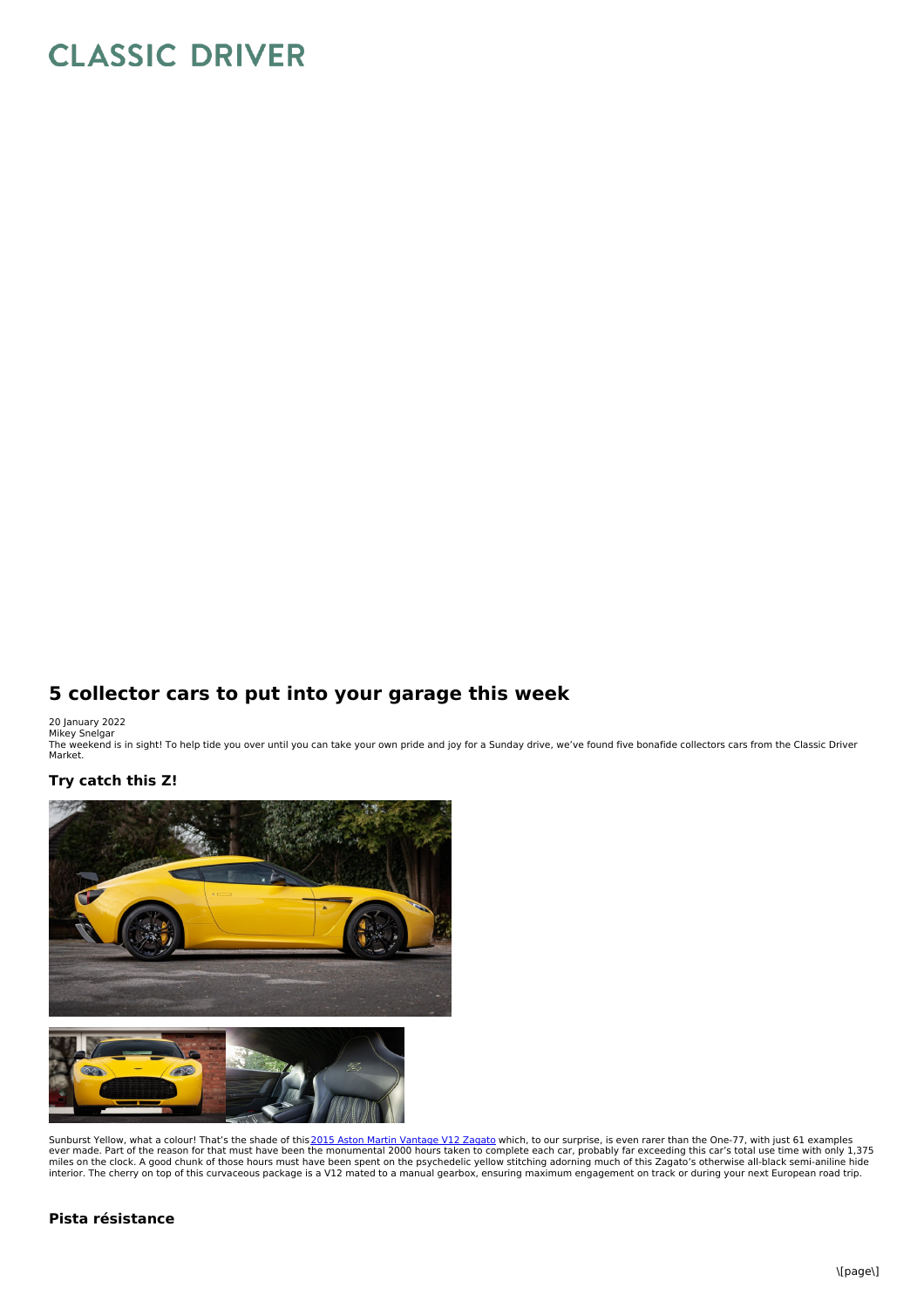# CLASSIC DRIVER

## 5 collector cars to put into your garage this week

20 January 2022
Mikey Snelgar
The weekend is in sight! To help tide you over until you can take your own pride and joy for a Sunday drive, we've found five bonafide collectors cars from the Classic Driver Market.

### Try catch this Z!

Sunburst Yellow, what a colour! That's the shade of this 2015 Aston Martin Vantage V12 Zagato which, to our surprise, is even rarer than the One-77, with just 61 examples ever made. Part of the reason for that must have been the monumental 2000 hours taken to complete each car, probably far exceeding this car's total use time with only 1,375 miles on the clock. A good chunk of those hours must have been spent on the psychedelic yellow stitching adorning much of this Zagato's otherwise all-black semi-aniline hide interior. The cherry on top of this curvaceous package is a V12 mated to a manual gearbox, ensuring maximum engagement on track or during your next European road trip.

### Pista résistance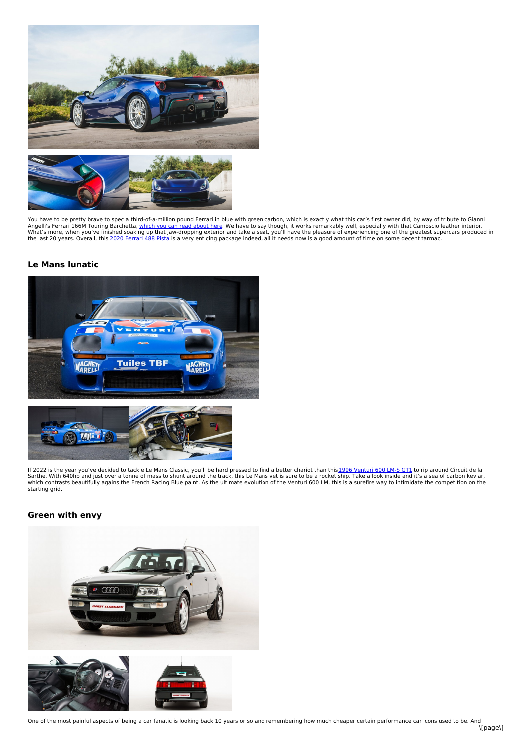You have to be pretty brave to spec a third-of-a-million pound Ferrari in blue with green carbon, which is exactly what this car's first owner did, by way of tribute to Gianni Angelli's Ferrari 166M Touring Barchetta, which you can read about here. We have to say though, it works remarkably well, especially with that Camoscio leather interior. What's more, when you've finished soaking up that jaw-dropping exterior and take a seat, you'll have the pleasure of experiencing one of the greatest supercars produced in the last 20 years. Overall, this 2020 Ferrari 488 Pista is a very enticing package indeed, all it needs now is a good amount of time on some decent tarmac.

### Le Mans lunatic

If 2022 is the year you've decided to tackle Le Mans Classic, you'll be hard pressed to find a better chariot than this 1996 Venturi 600 LM-S GT1 to rip around Circuit de la Sarthe. With 640hp and just over a tonne of mass to shunt around the track, this Le Mans vet is sure to be a rocket ship. Take a look inside and it's a sea of carbon kevlar, which contrasts beautifully agains the French Racing Blue paint. As the ultimate evolution of the Venturi 600 LM, this is a surefire way to intimidate the competition on the starting grid.

### Green with envy

One of the most painful aspects of being a car fanatic is looking back 10 years or so and remembering how much cheaper certain performance car icons used to be. And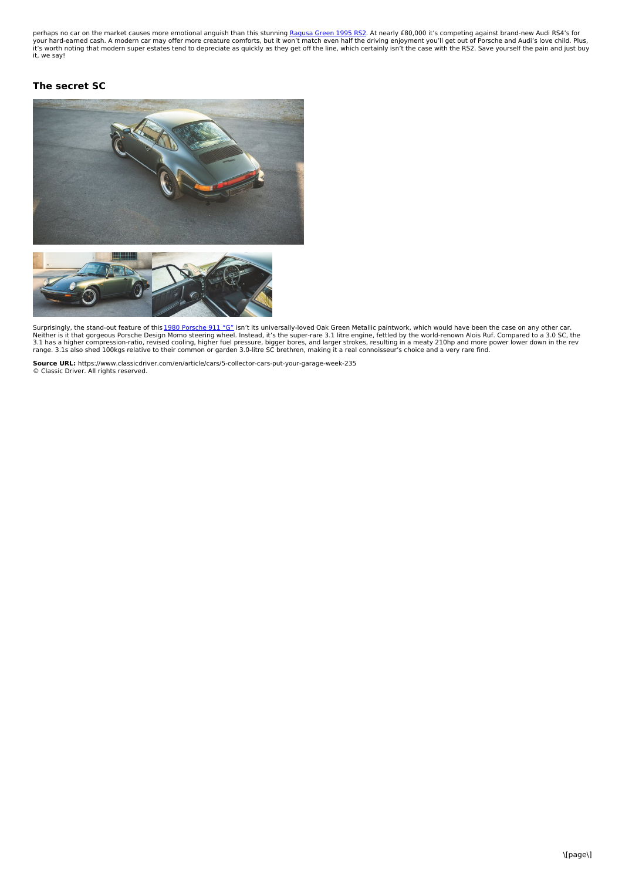perhaps no car on the market causes more emotional anguish than this stunning Ragusa Green 1995 RS2. At nearly £80,000 it's competing against brand-new Audi RS4's for your hard-earned cash. A modern car may offer more creature comforts, but it won't match even half the driving enjoyment you'll get out of Porsche and Audi's love child. Plus, it's worth noting that modern super estates tend to depreciate as quickly as they get off the line, which certainly isn't the case with the RS2. Save yourself the pain and just buy it, we say!

### The secret SC

Surprisingly, the stand-out feature of this 1980 Porsche 911 "G" isn't its universally-loved Oak Green Metallic paintwork, which would have been the case on any other car. Neither is it that gorgeous Porsche Design Momo steering wheel. Instead, it's the super-rare 3.1 litre engine, fettled by the world-renown Alois Ruf. Compared to a 3.0 SC, the 3.1 has a higher compression-ratio, revised cooling, higher fuel pressure, bigger bores, and larger strokes, resulting in a meaty 210hp and more power lower down in the rev range. 3.1s also shed 100kgs relative to their common or garden 3.0-litre SC brethren, making it a real connoisseur's choice and a very rare find.

**Source URL:** https://www.classicdriver.com/en/article/cars/5-collector-cars-put-your-garage-week-235
© Classic Driver. All rights reserved.